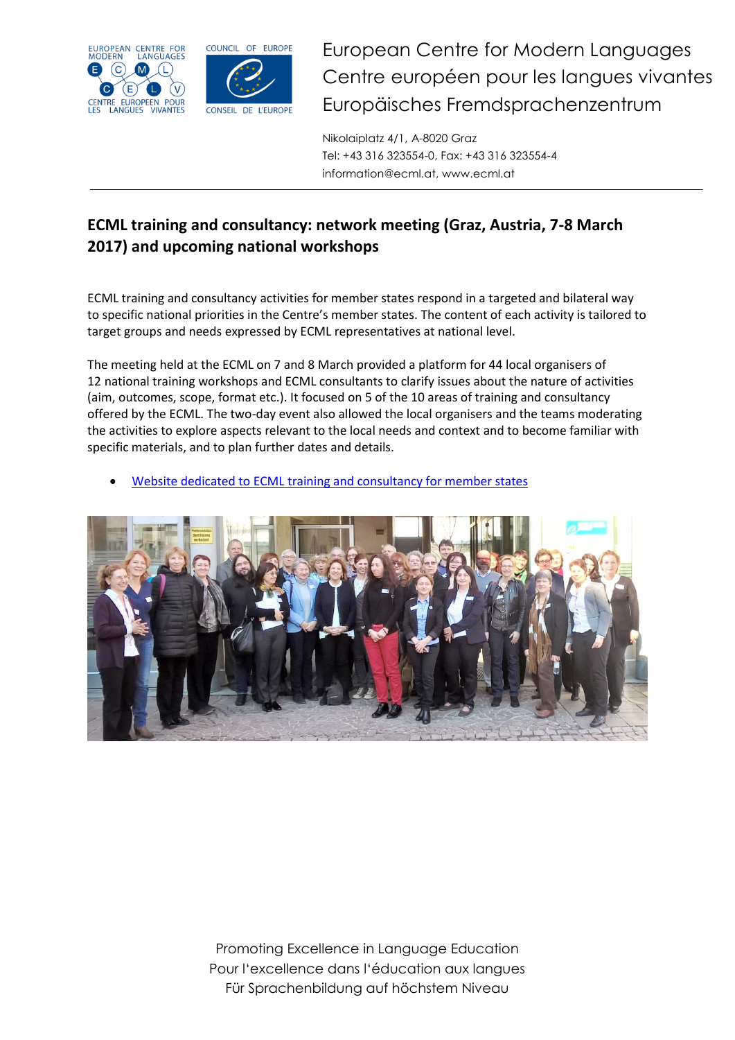European Centre for Modern Languages
Centre européen pour les langues vivantes
Europäisches Fremdsprachenzentrum

Nikolaiplatz 4/1, A-8020 Graz
Tel: +43 316 323554-0, Fax: +43 316 323554-4
information@ecml.at, www.ecml.at

## ECML training and consultancy: network meeting (Graz, Austria, 7-8 March 2017) and upcoming national workshops

ECML training and consultancy activities for member states respond in a targeted and bilateral way to specific national priorities in the Centre's member states. The content of each activity is tailored to target groups and needs expressed by ECML representatives at national level.

The meeting held at the ECML on 7 and 8 March provided a platform for 44 local organisers of 12 national training workshops and ECML consultants to clarify issues about the nature of activities (aim, outcomes, scope, format etc.). It focused on 5 of the 10 areas of training and consultancy offered by the ECML. The two-day event also allowed the local organisers and the teams moderating the activities to explore aspects relevant to the local needs and context and to become familiar with specific materials, and to plan further dates and details.

- Website dedicated to ECML training and consultancy for member states

Promoting Excellence in Language Education
Pour l'excellence dans l'éducation aux langues
Für Sprachenbildung auf höchstem Niveau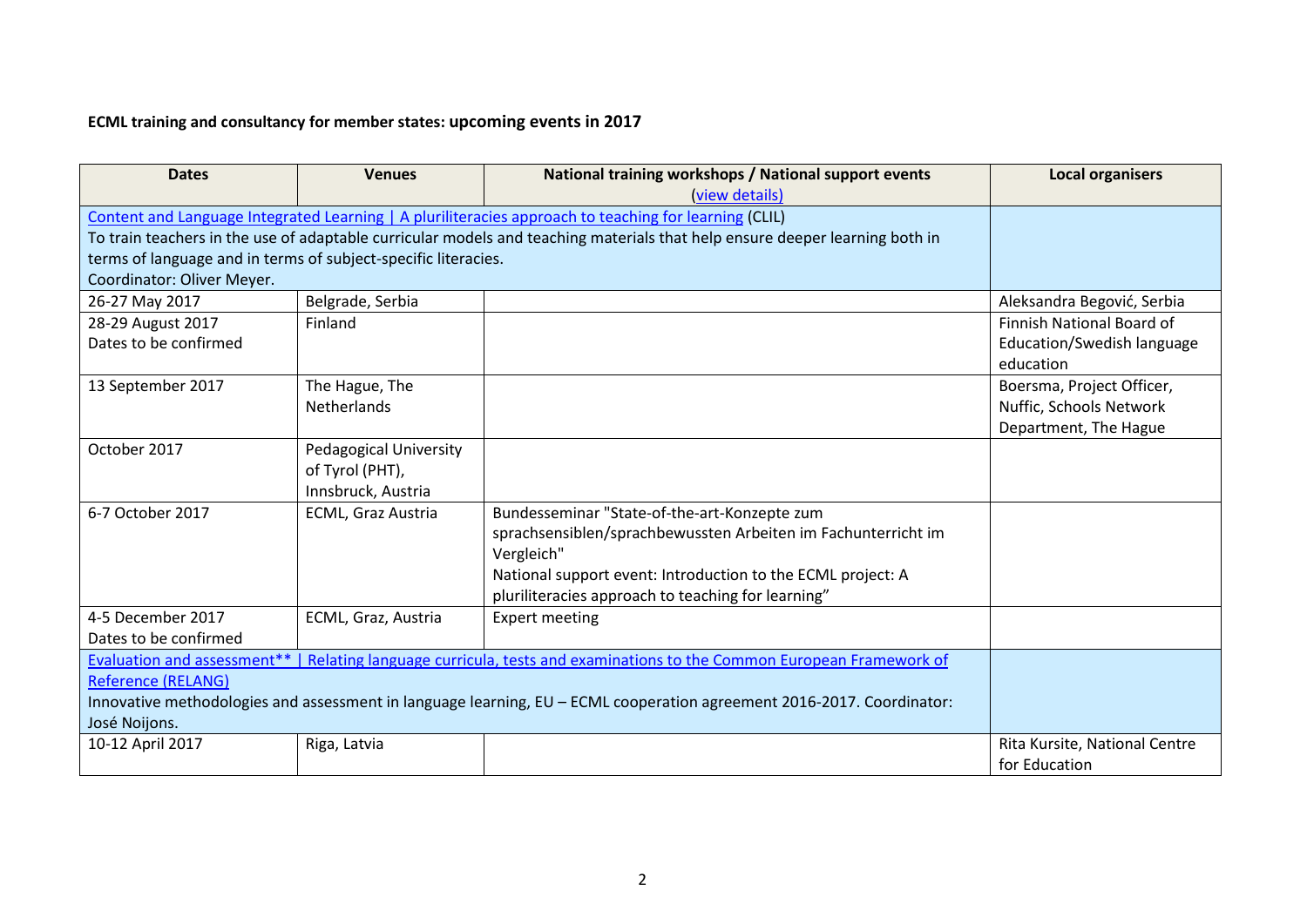**ECML training and consultancy for member states: upcoming events in 2017**

| Dates | Venues | National training workshops / National support events (view details) | Local organisers |
|---|---|---|---|
| Content and Language Integrated Learning \| A pluriliteracies approach to teaching for learning (CLIL) To train teachers in the use of adaptable curricular models and teaching materials that help ensure deeper learning both in terms of language and in terms of subject-specific literacies. Coordinator: Oliver Meyer. | | | |
| 26-27 May 2017 | Belgrade, Serbia | | Aleksandra Begović, Serbia |
| 28-29 August 2017 Dates to be confirmed | Finland | | Finnish National Board of Education/Swedish language education |
| 13 September 2017 | The Hague, The Netherlands | | Boersma, Project Officer, Nuffic, Schools Network Department, The Hague |
| October 2017 | Pedagogical University of Tyrol (PHT), Innsbruck, Austria | | |
| 6-7 October 2017 | ECML, Graz Austria | Bundesseminar "State-of-the-art-Konzepte zum sprachsensiblen/sprachbewussten Arbeiten im Fachunterricht im Vergleich" National support event: Introduction to the ECML project: A pluriliteracies approach to teaching for learning" | |
| 4-5 December 2017 Dates to be confirmed | ECML, Graz, Austria | Expert meeting | |
| Evaluation and assessment** \| Relating language curricula, tests and examinations to the Common European Framework of Reference (RELANG) Innovative methodologies and assessment in language learning, EU – ECML cooperation agreement 2016-2017. Coordinator: José Noijons. | | | |
| 10-12 April 2017 | Riga, Latvia | | Rita Kursite, National Centre for Education |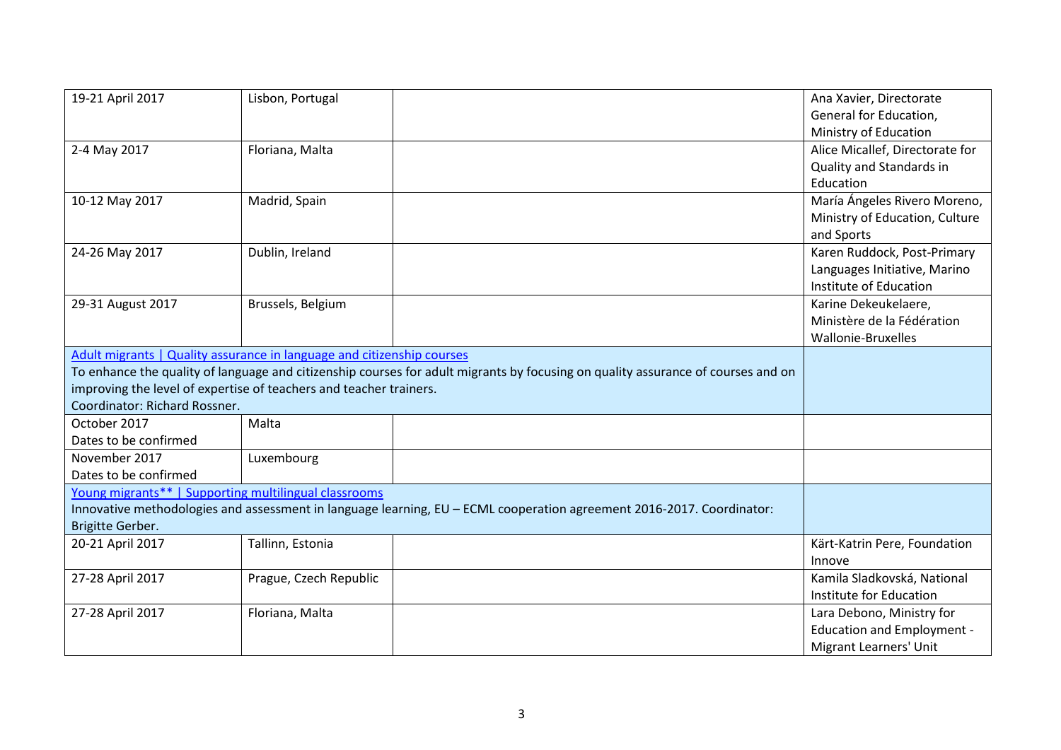| | | | |
|---|---|---|---|
| 19-21 April 2017 | Lisbon, Portugal | | Ana Xavier, Directorate General for Education, Ministry of Education |
| 2-4 May 2017 | Floriana, Malta | | Alice Micallef, Directorate for Quality and Standards in Education |
| 10-12 May 2017 | Madrid, Spain | | María Ángeles Rivero Moreno, Ministry of Education, Culture and Sports |
| 24-26 May 2017 | Dublin, Ireland | | Karen Ruddock, Post-Primary Languages Initiative, Marino Institute of Education |
| 29-31 August 2017 | Brussels, Belgium | | Karine Dekeukelaere, Ministère de la Fédération Wallonie-Bruxelles |
| Adult migrants \| Quality assurance in language and citizenship courses<br>To enhance the quality of language and citizenship courses for adult migrants by focusing on quality assurance of courses and on improving the level of expertise of teachers and teacher trainers.<br>Coordinator: Richard Rossner. | | | |
| October 2017<br>Dates to be confirmed | Malta | | |
| November 2017<br>Dates to be confirmed | Luxembourg | | |
| Young migrants** \| Supporting multilingual classrooms<br>Innovative methodologies and assessment in language learning, EU – ECML cooperation agreement 2016-2017. Coordinator: Brigitte Gerber. | | | |
| 20-21 April 2017 | Tallinn, Estonia | | Kärt-Katrin Pere, Foundation Innove |
| 27-28 April 2017 | Prague, Czech Republic | | Kamila Sladkovská, National Institute for Education |
| 27-28 April 2017 | Floriana, Malta | | Lara Debono, Ministry for Education and Employment - Migrant Learners' Unit |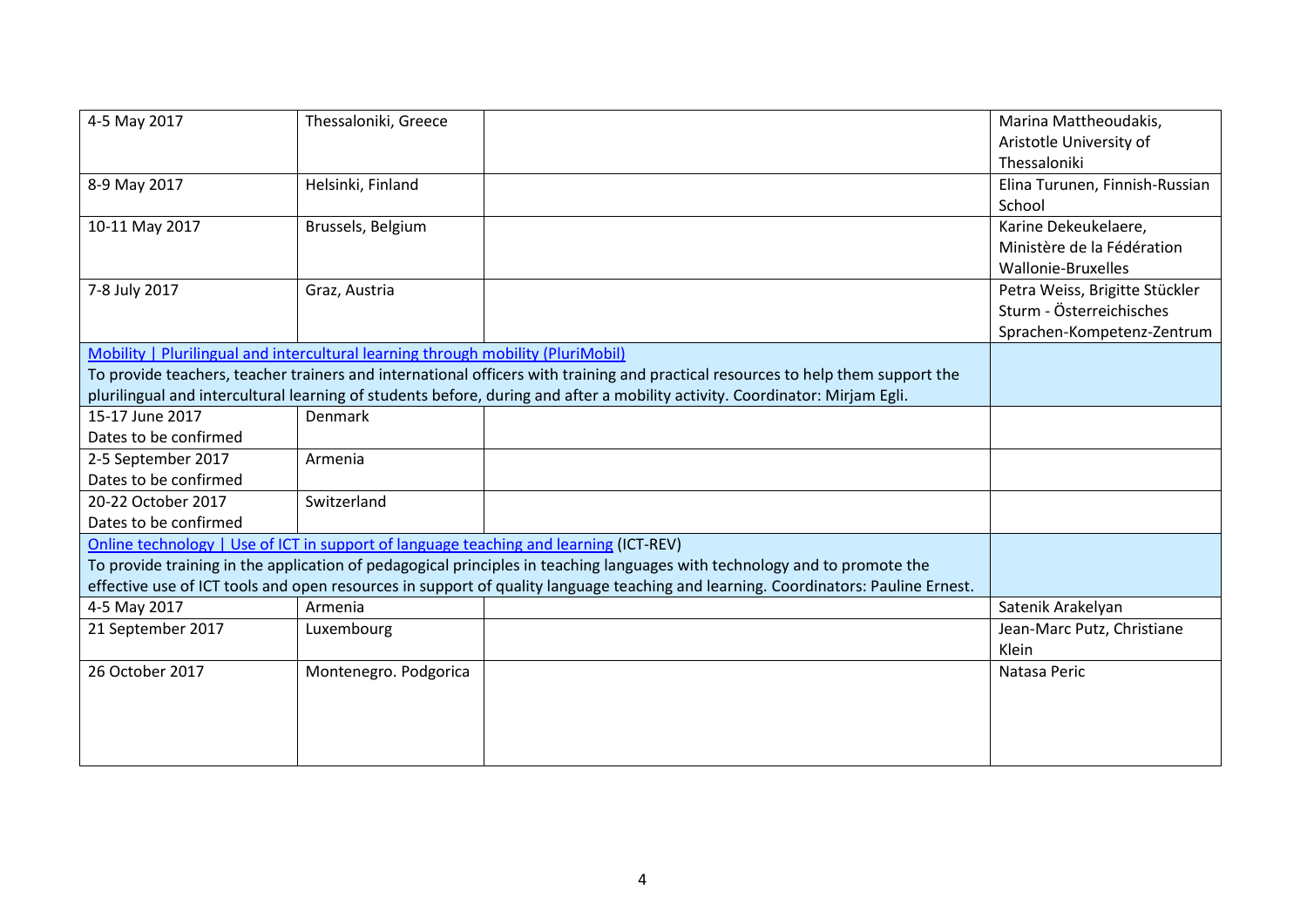| | | | |
|---|---|---|---|
| 4-5 May 2017 | Thessaloniki, Greece | | Marina Mattheoudakis, Aristotle University of Thessaloniki |
| 8-9 May 2017 | Helsinki, Finland | | Elina Turunen, Finnish-Russian School |
| 10-11 May 2017 | Brussels, Belgium | | Karine Dekeukelaere, Ministère de la Fédération Wallonie-Bruxelles |
| 7-8 July 2017 | Graz, Austria | | Petra Weiss, Brigitte Stückler Sturm - Österreichisches Sprachen-Kompetenz-Zentrum |
| Mobility \| Plurilingual and intercultural learning through mobility (PluriMobil)<br>To provide teachers, teacher trainers and international officers with training and practical resources to help them support the plurilingual and intercultural learning of students before, during and after a mobility activity. Coordinator: Mirjam Egli. | | | |
| 15-17 June 2017<br>Dates to be confirmed | Denmark | | |
| 2-5 September 2017<br>Dates to be confirmed | Armenia | | |
| 20-22 October 2017<br>Dates to be confirmed | Switzerland | | |
| Online technology \| Use of ICT in support of language teaching and learning (ICT-REV)<br>To provide training in the application of pedagogical principles in teaching languages with technology and to promote the effective use of ICT tools and open resources in support of quality language teaching and learning. Coordinators: Pauline Ernest. | | | |
| 4-5 May 2017 | Armenia | | Satenik Arakelyan |
| 21 September 2017 | Luxembourg | | Jean-Marc Putz, Christiane Klein |
| 26 October 2017 | Montenegro. Podgorica | | Natasa Peric |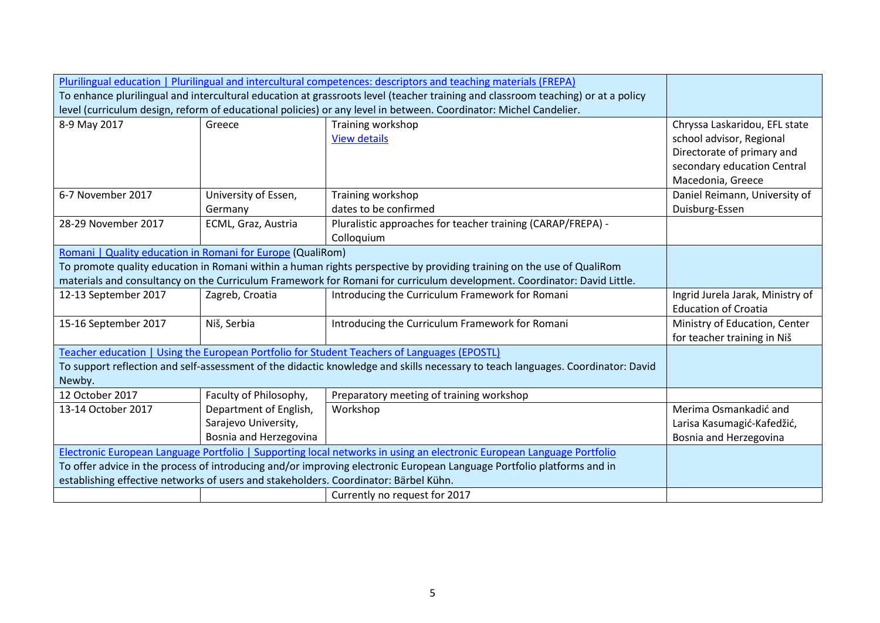| | | | |
|---|---|---|---|
| Plurilingual education \| Plurilingual and intercultural competences: descriptors and teaching materials (FREPA) To enhance plurilingual and intercultural education at grassroots level (teacher training and classroom teaching) or at a policy level (curriculum design, reform of educational policies) or any level in between. Coordinator: Michel Candelier. | | | |
| 8-9 May 2017 | Greece | Training workshop View details | Chryssa Laskaridou, EFL state school advisor, Regional Directorate of primary and secondary education Central Macedonia, Greece |
| 6-7 November 2017 | University of Essen, Germany | Training workshop dates to be confirmed | Daniel Reimann, University of Duisburg-Essen |
| 28-29 November 2017 | ECML, Graz, Austria | Pluralistic approaches for teacher training (CARAP/FREPA) - Colloquium | |
| Romani \| Quality education in Romani for Europe (QualiRom) To promote quality education in Romani within a human rights perspective by providing training on the use of QualiRom materials and consultancy on the Curriculum Framework for Romani for curriculum development. Coordinator: David Little. | | | |
| 12-13 September 2017 | Zagreb, Croatia | Introducing the Curriculum Framework for Romani | Ingrid Jurela Jarak, Ministry of Education of Croatia |
| 15-16 September 2017 | Niš, Serbia | Introducing the Curriculum Framework for Romani | Ministry of Education, Center for teacher training in Niš |
| Teacher education \| Using the European Portfolio for Student Teachers of Languages (EPOSTL) To support reflection and self-assessment of the didactic knowledge and skills necessary to teach languages. Coordinator: David Newby. | | | |
| 12 October 2017 | Faculty of Philosophy, Department of English, Sarajevo University, Bosnia and Herzegovina | Preparatory meeting of training workshop | |
| 13-14 October 2017 | | Workshop | Merima Osmankadić and Larisa Kasumagić-Kafedžić, Bosnia and Herzegovina |
| Electronic European Language Portfolio \| Supporting local networks in using an electronic European Language Portfolio To offer advice in the process of introducing and/or improving electronic European Language Portfolio platforms and in establishing effective networks of users and stakeholders. Coordinator: Bärbel Kühn. | | | |
| | | Currently no request for 2017 | |